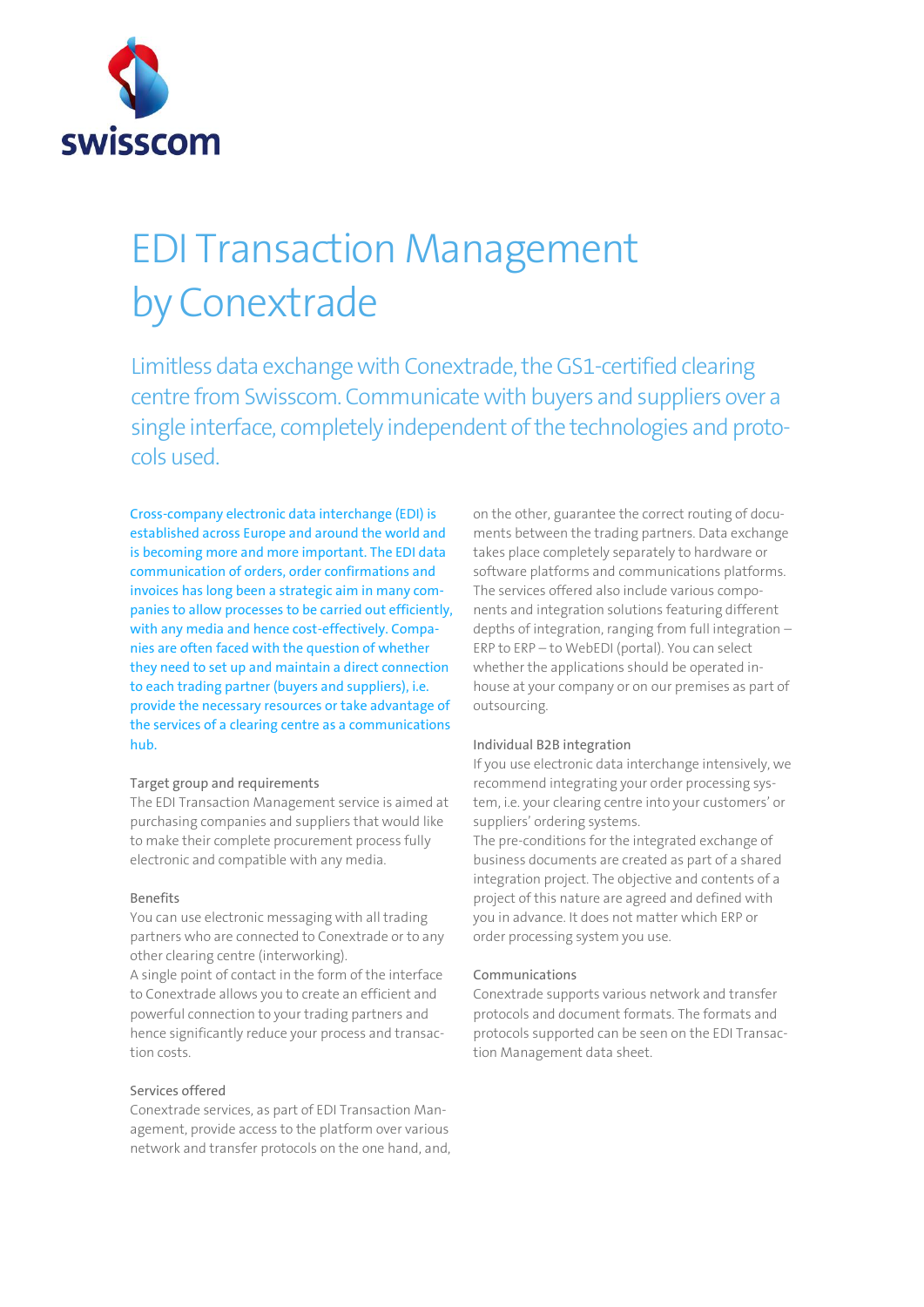swisscom

# EDI Transaction Management by Conextrade

## Limitless data exchange with Conextrade, the GS1-certified clearing centre from Swisscom. Communicate with buyers and suppliers over a single interface, completely independent of the technologies and protocols used.

Cross-company electronic data interchange (EDI) is established across Europe and around the world and is becoming more and more important. The EDI data communication of orders, order confirmations and invoices has long been a strategic aim in many companies to allow processes to be carried out efficiently, with any media and hence cost-effectively. Companies are often faced with the question of whether they need to set up and maintain a direct connection to each trading partner (buyers and suppliers), i.e. provide the necessary resources or take advantage of the services of a clearing centre as a communications hub.

### Target group and requirements

The EDI Transaction Management service is aimed at purchasing companies and suppliers that would like to make their complete procurement process fully electronic and compatible with any media.

### Benefits

You can use electronic messaging with all trading partners who are connected to Conextrade or to any other clearing centre (interworking).
A single point of contact in the form of the interface to Conextrade allows you to create an efficient and powerful connection to your trading partners and hence significantly reduce your process and transaction costs.

### Services offered

Conextrade services, as part of EDI Transaction Management, provide access to the platform over various network and transfer protocols on the one hand, and, on the other, guarantee the correct routing of documents between the trading partners. Data exchange takes place completely separately to hardware or software platforms and communications platforms. The services offered also include various components and integration solutions featuring different depths of integration, ranging from full integration – ERP to ERP – to WebEDI (portal). You can select whether the applications should be operated in-house at your company or on our premises as part of outsourcing.

### Individual B2B integration

If you use electronic data interchange intensively, we recommend integrating your order processing system, i.e. your clearing centre into your customers' or suppliers' ordering systems.
The pre-conditions for the integrated exchange of business documents are created as part of a shared integration project. The objective and contents of a project of this nature are agreed and defined with you in advance. It does not matter which ERP or order processing system you use.

### Communications

Conextrade supports various network and transfer protocols and document formats. The formats and protocols supported can be seen on the EDI Transaction Management data sheet.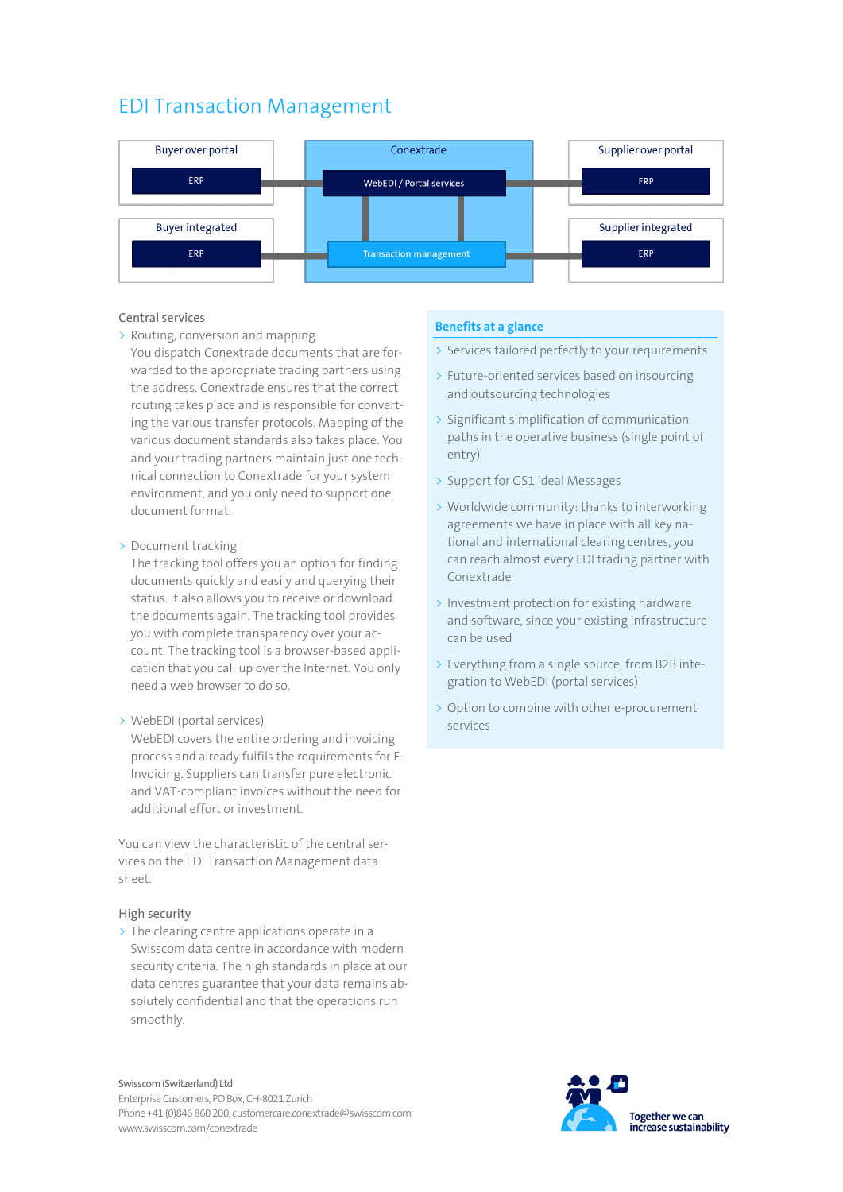# EDI Transaction Management

Buyer over portal
ERP

Buyer integrated
ERP

Conextrade
WebEDI / Portal services
Transaction management

Supplier over portal
ERP

Supplier integrated
ERP

### Central services

- Routing, conversion and mapping
  You dispatch Conextrade documents that are forwarded to the appropriate trading partners using the address. Conextrade ensures that the correct routing takes place and is responsible for converting the various transfer protocols. Mapping of the various document standards also takes place. You and your trading partners maintain just one technical connection to Conextrade for your system environment, and you only need to support one document format.

- Document tracking
  The tracking tool offers you an option for finding documents quickly and easily and querying their status. It also allows you to receive or download the documents again. The tracking tool provides you with complete transparency over your account. The tracking tool is a browser-based application that you call up over the Internet. You only need a web browser to do so.

- WebEDI (portal services)
  WebEDI covers the entire ordering and invoicing process and already fulfils the requirements for E-Invoicing. Suppliers can transfer pure electronic and VAT-compliant invoices without the need for additional effort or investment.

You can view the characteristic of the central services on the EDI Transaction Management data sheet.

### High security

- The clearing centre applications operate in a Swisscom data centre in accordance with modern security criteria. The high standards in place at our data centres guarantee that your data remains absolutely confidential and that the operations run smoothly.

### Benefits at a glance

- Services tailored perfectly to your requirements
- Future-oriented services based on insourcing and outsourcing technologies
- Significant simplification of communication paths in the operative business (single point of entry)
- Support for GS1 Ideal Messages
- Worldwide community: thanks to interworking agreements we have in place with all key national and international clearing centres, you can reach almost every EDI trading partner with Conextrade
- Investment protection for existing hardware and software, since your existing infrastructure can be used
- Everything from a single source, from B2B integration to WebEDI (portal services)
- Option to combine with other e-procurement services

Swisscom (Switzerland) Ltd
Enterprise Customers, PO Box, CH-8021 Zurich
Phone +41 (0)846 860 200, customercare.conextrade@swisscom.com
www.swisscom.com/conextrade

Together we can increase sustainability